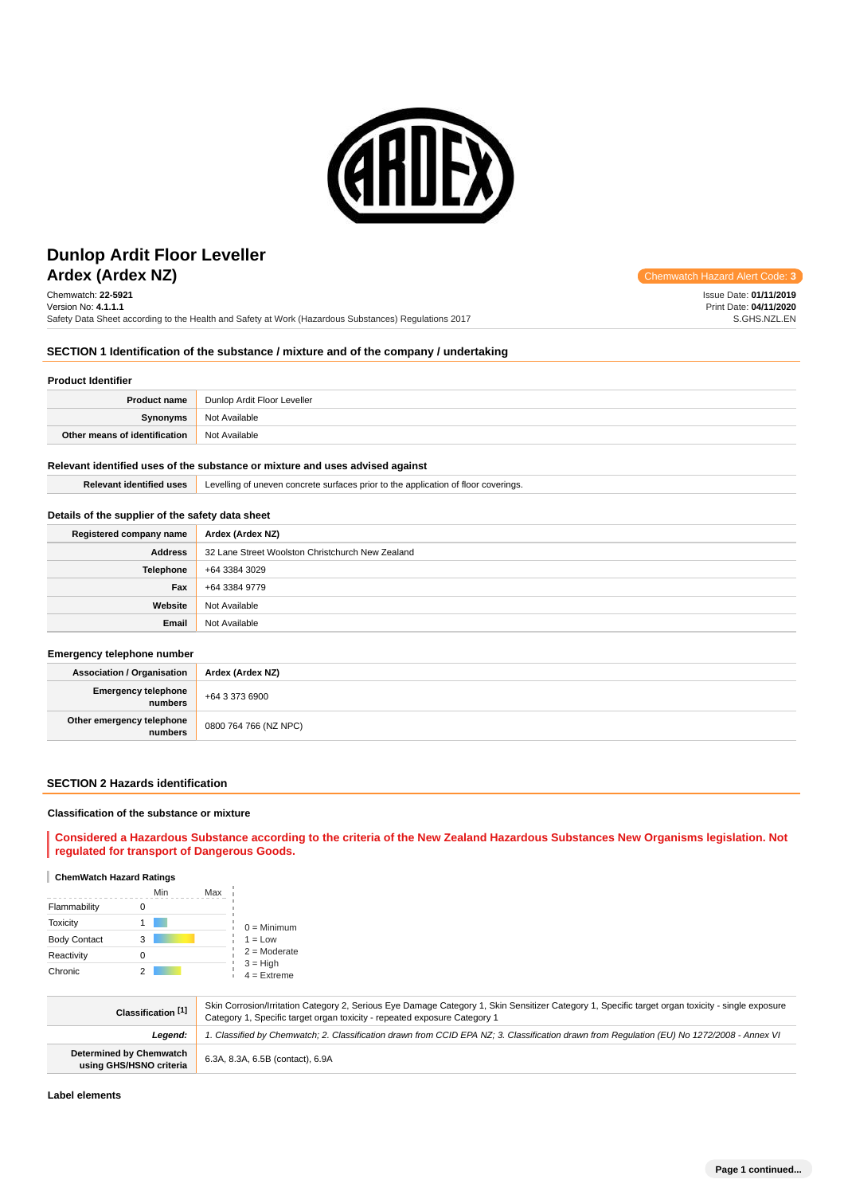# Dunlop Ardit Floor Leveller
## Ardex (Ardex NZ)

Chemwatch Hazard Alert Code: **3**

Chemwatch: **22-5921**
Version No: **4.1.1.1**
Safety Data Sheet according to the Health and Safety at Work (Hazardous Substances) Regulations 2017

Issue Date: **01/11/2019**
Print Date: **04/11/2020**
S.GHS.NZL.EN

## SECTION 1 Identification of the substance / mixture and of the company / undertaking

### Product Identifier

| | |
|---|---|
| **Product name** | Dunlop Ardit Floor Leveller |
| **Synonyms** | Not Available |
| **Other means of identification** | Not Available |

### Relevant identified uses of the substance or mixture and uses advised against

| | |
|---|---|
| **Relevant identified uses** | Levelling of uneven concrete surfaces prior to the application of floor coverings. |

### Details of the supplier of the safety data sheet

| | |
|---|---|
| **Registered company name** | **Ardex (Ardex NZ)** |
| **Address** | 32 Lane Street Woolston Christchurch New Zealand |
| **Telephone** | +64 3384 3029 |
| **Fax** | +64 3384 9779 |
| **Website** | Not Available |
| **Email** | Not Available |

### Emergency telephone number

| | |
|---|---|
| **Association / Organisation** | **Ardex (Ardex NZ)** |
| **Emergency telephone numbers** | +64 3 373 6900 |
| **Other emergency telephone numbers** | 0800 764 766 (NZ NPC) |

## SECTION 2 Hazards identification

### Classification of the substance or mixture

**Considered a Hazardous Substance according to the criteria of the New Zealand Hazardous Substances New Organisms legislation. Not regulated for transport of Dangerous Goods.**

### ChemWatch Hazard Ratings

| | Min | Max |
|---|---|---|
| Flammability | 0 | |
| Toxicity | 1 | |
| Body Contact | 3 | |
| Reactivity | 0 | |
| Chronic | 2 | |

0 = Minimum
1 = Low
2 = Moderate
3 = High
4 = Extreme

| | |
|---|---|
| **Classification [1]** | Skin Corrosion/Irritation Category 2, Serious Eye Damage Category 1, Skin Sensitizer Category 1, Specific target organ toxicity - single exposure Category 1, Specific target organ toxicity - repeated exposure Category 1 |
| ***Legend:*** | *1. Classified by Chemwatch; 2. Classification drawn from CCID EPA NZ; 3. Classification drawn from Regulation (EU) No 1272/2008 - Annex VI* |
| **Determined by Chemwatch using GHS/HSNO criteria** | 6.3A, 8.3A, 6.5B (contact), 6.9A |

### Label elements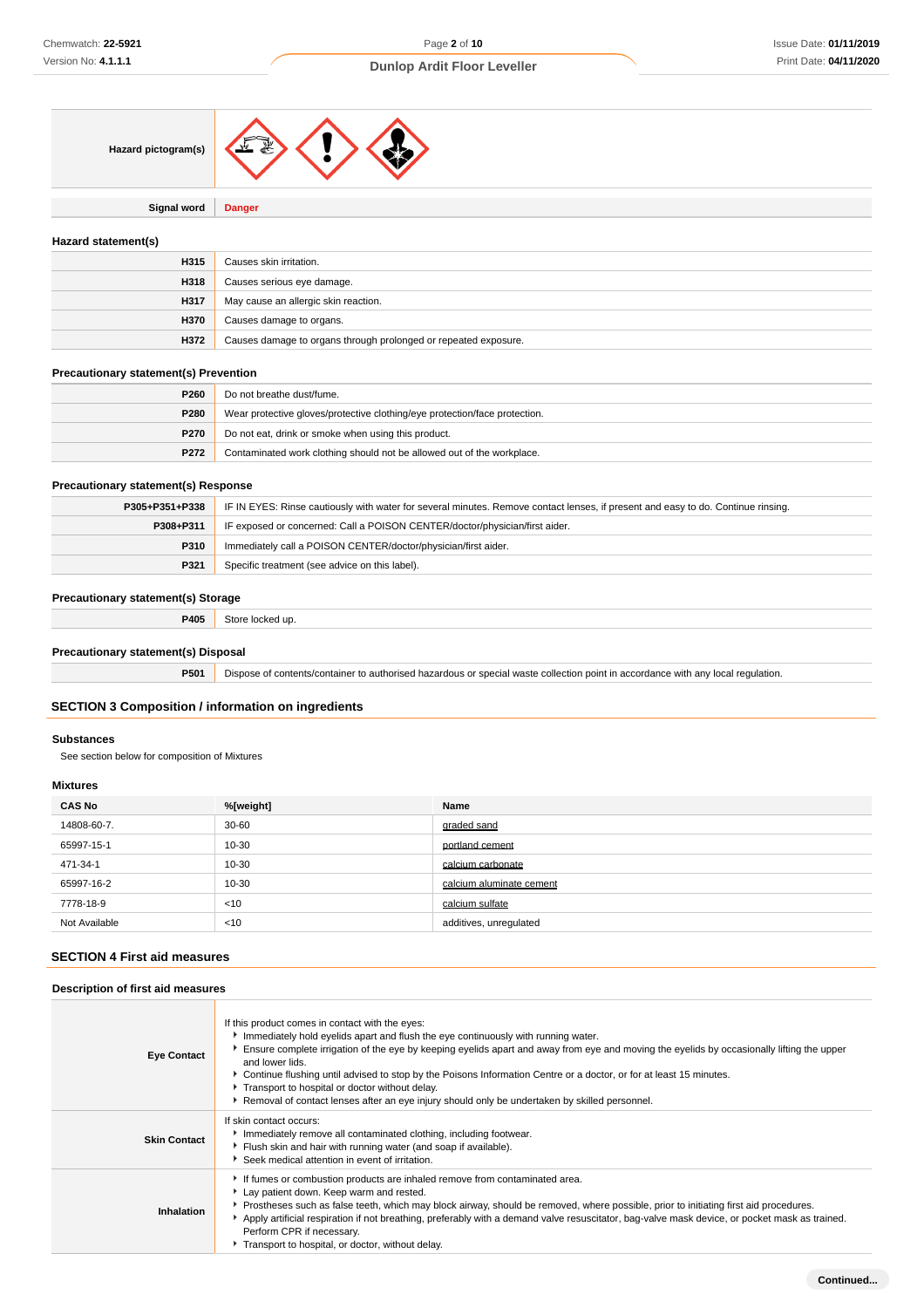| | |
|---|---|
| **Hazard pictogram(s)** | |
| **Signal word** | **Danger** |

### Hazard statement(s)

| | |
|---|---|
| **H315** | Causes skin irritation. |
| **H318** | Causes serious eye damage. |
| **H317** | May cause an allergic skin reaction. |
| **H370** | Causes damage to organs. |
| **H372** | Causes damage to organs through prolonged or repeated exposure. |

### Precautionary statement(s) Prevention

| | |
|---|---|
| **P260** | Do not breathe dust/fume. |
| **P280** | Wear protective gloves/protective clothing/eye protection/face protection. |
| **P270** | Do not eat, drink or smoke when using this product. |
| **P272** | Contaminated work clothing should not be allowed out of the workplace. |

### Precautionary statement(s) Response

| | |
|---|---|
| **P305+P351+P338** | IF IN EYES: Rinse cautiously with water for several minutes. Remove contact lenses, if present and easy to do. Continue rinsing. |
| **P308+P311** | IF exposed or concerned: Call a POISON CENTER/doctor/physician/first aider. |
| **P310** | Immediately call a POISON CENTER/doctor/physician/first aider. |
| **P321** | Specific treatment (see advice on this label). |

### Precautionary statement(s) Storage

| | |
|---|---|
| **P405** | Store locked up. |

### Precautionary statement(s) Disposal

| | |
|---|---|
| **P501** | Dispose of contents/container to authorised hazardous or special waste collection point in accordance with any local regulation. |

## SECTION 3 Composition / information on ingredients

### Substances

See section below for composition of Mixtures

### Mixtures

| CAS No | %[weight] | Name |
|---|---|---|
| 14808-60-7. | 30-60 | graded sand |
| 65997-15-1 | 10-30 | portland cement |
| 471-34-1 | 10-30 | calcium carbonate |
| 65997-16-2 | 10-30 | calcium aluminate cement |
| 7778-18-9 | <10 | calcium sulfate |
| Not Available | <10 | additives, unregulated |

## SECTION 4 First aid measures

### Description of first aid measures

| | |
|---|---|
| **Eye Contact** | If this product comes in contact with the eyes:<br>▸ Immediately hold eyelids apart and flush the eye continuously with running water.<br>▸ Ensure complete irrigation of the eye by keeping eyelids apart and away from eye and moving the eyelids by occasionally lifting the upper and lower lids.<br>▸ Continue flushing until advised to stop by the Poisons Information Centre or a doctor, or for at least 15 minutes.<br>▸ Transport to hospital or doctor without delay.<br>▸ Removal of contact lenses after an eye injury should only be undertaken by skilled personnel. |
| **Skin Contact** | If skin contact occurs:<br>▸ Immediately remove all contaminated clothing, including footwear.<br>▸ Flush skin and hair with running water (and soap if available).<br>▸ Seek medical attention in event of irritation. |
| **Inhalation** | ▸ If fumes or combustion products are inhaled remove from contaminated area.<br>▸ Lay patient down. Keep warm and rested.<br>▸ Prostheses such as false teeth, which may block airway, should be removed, where possible, prior to initiating first aid procedures.<br>▸ Apply artificial respiration if not breathing, preferably with a demand valve resuscitator, bag-valve mask device, or pocket mask as trained. Perform CPR if necessary.<br>▸ Transport to hospital, or doctor, without delay. |

Continued...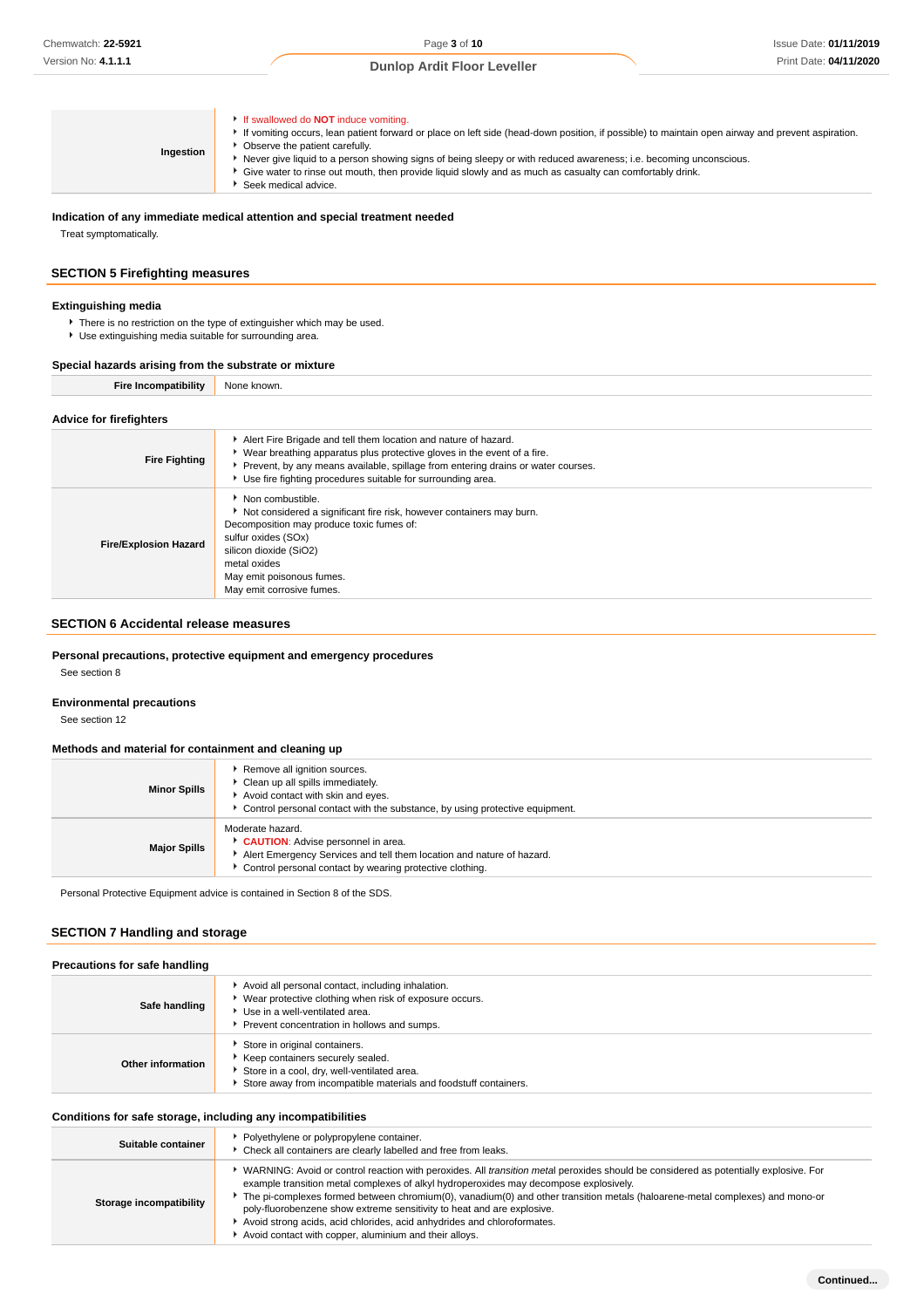| | |
|---|---|
| **Ingestion** | - If swallowed do **NOT** induce vomiting.<br>- If vomiting occurs, lean patient forward or place on left side (head-down position, if possible) to maintain open airway and prevent aspiration.<br>- Observe the patient carefully.<br>- Never give liquid to a person showing signs of being sleepy or with reduced awareness; i.e. becoming unconscious.<br>- Give water to rinse out mouth, then provide liquid slowly and as much as casualty can comfortably drink.<br>- Seek medical advice. |

### Indication of any immediate medical attention and special treatment needed

Treat symptomatically.

## SECTION 5 Firefighting measures

### Extinguishing media

- There is no restriction on the type of extinguisher which may be used.
- Use extinguishing media suitable for surrounding area.

### Special hazards arising from the substrate or mixture

| | |
|---|---|
| **Fire Incompatibility** | None known. |

### Advice for firefighters

| | |
|---|---|
| **Fire Fighting** | - Alert Fire Brigade and tell them location and nature of hazard.<br>- Wear breathing apparatus plus protective gloves in the event of a fire.<br>- Prevent, by any means available, spillage from entering drains or water courses.<br>- Use fire fighting procedures suitable for surrounding area. |
| **Fire/Explosion Hazard** | - Non combustible.<br>- Not considered a significant fire risk, however containers may burn.<br>Decomposition may produce toxic fumes of:<br>sulfur oxides (SOx)<br>silicon dioxide ($SiO_2$)<br>metal oxides<br>May emit poisonous fumes.<br>May emit corrosive fumes. |

## SECTION 6 Accidental release measures

### Personal precautions, protective equipment and emergency procedures

See section 8

### Environmental precautions

See section 12

### Methods and material for containment and cleaning up

| | |
|---|---|
| **Minor Spills** | - Remove all ignition sources.<br>- Clean up all spills immediately.<br>- Avoid contact with skin and eyes.<br>- Control personal contact with the substance, by using protective equipment. |
| **Major Spills** | Moderate hazard.<br>- **CAUTION**: Advise personnel in area.<br>- Alert Emergency Services and tell them location and nature of hazard.<br>- Control personal contact by wearing protective clothing. |

Personal Protective Equipment advice is contained in Section 8 of the SDS.

## SECTION 7 Handling and storage

### Precautions for safe handling

| | |
|---|---|
| **Safe handling** | - Avoid all personal contact, including inhalation.<br>- Wear protective clothing when risk of exposure occurs.<br>- Use in a well-ventilated area.<br>- Prevent concentration in hollows and sumps. |
| **Other information** | - Store in original containers.<br>- Keep containers securely sealed.<br>- Store in a cool, dry, well-ventilated area.<br>- Store away from incompatible materials and foodstuff containers. |

### Conditions for safe storage, including any incompatibilities

| | |
|---|---|
| **Suitable container** | - Polyethylene or polypropylene container.<br>- Check all containers are clearly labelled and free from leaks. |
| **Storage incompatibility** | - WARNING: Avoid or control reaction with peroxides. All *transition metal* peroxides should be considered as potentially explosive. For example transition metal complexes of alkyl hydroperoxides may decompose explosively.<br>- The pi-complexes formed between chromium(0), vanadium(0) and other transition metals (haloarene-metal complexes) and mono-or poly-fluorobenzene show extreme sensitivity to heat and are explosive.<br>- Avoid strong acids, acid chlorides, acid anhydrides and chloroformates.<br>- Avoid contact with copper, aluminium and their alloys. |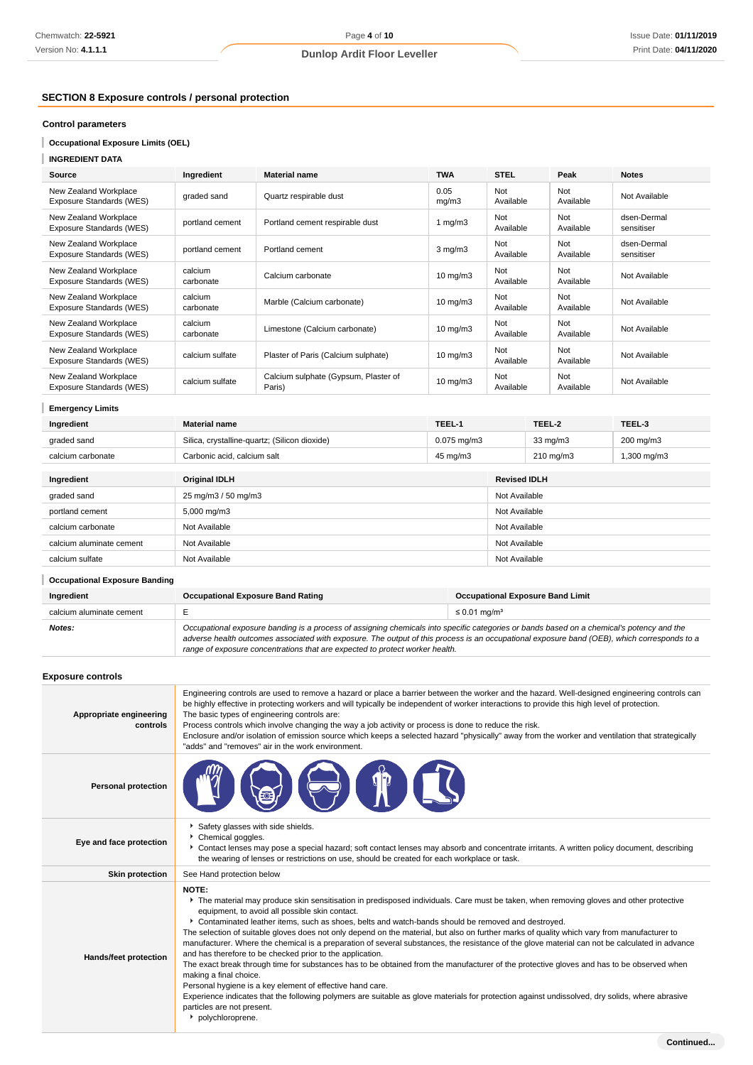## SECTION 8 Exposure controls / personal protection

### Control parameters

#### Occupational Exposure Limits (OEL)

**INGREDIENT DATA**

| Source | Ingredient | Material name | TWA | STEL | Peak | Notes |
|---|---|---|---|---|---|---|
| New Zealand Workplace Exposure Standards (WES) | graded sand | Quartz respirable dust | 0.05 mg/m3 | Not Available | Not Available | Not Available |
| New Zealand Workplace Exposure Standards (WES) | portland cement | Portland cement respirable dust | 1 mg/m3 | Not Available | Not Available | dsen-Dermal sensitiser |
| New Zealand Workplace Exposure Standards (WES) | portland cement | Portland cement | 3 mg/m3 | Not Available | Not Available | dsen-Dermal sensitiser |
| New Zealand Workplace Exposure Standards (WES) | calcium carbonate | Calcium carbonate | 10 mg/m3 | Not Available | Not Available | Not Available |
| New Zealand Workplace Exposure Standards (WES) | calcium carbonate | Marble (Calcium carbonate) | 10 mg/m3 | Not Available | Not Available | Not Available |
| New Zealand Workplace Exposure Standards (WES) | calcium carbonate | Limestone (Calcium carbonate) | 10 mg/m3 | Not Available | Not Available | Not Available |
| New Zealand Workplace Exposure Standards (WES) | calcium sulfate | Plaster of Paris (Calcium sulphate) | 10 mg/m3 | Not Available | Not Available | Not Available |
| New Zealand Workplace Exposure Standards (WES) | calcium sulfate | Calcium sulphate (Gypsum, Plaster of Paris) | 10 mg/m3 | Not Available | Not Available | Not Available |

#### Emergency Limits

| Ingredient | Material name | TEEL-1 | TEEL-2 | TEEL-3 |
|---|---|---|---|---|
| graded sand | Silica, crystalline-quartz; (Silicon dioxide) | 0.075 mg/m3 | 33 mg/m3 | 200 mg/m3 |
| calcium carbonate | Carbonic acid, calcium salt | 45 mg/m3 | 210 mg/m3 | 1,300 mg/m3 |

| Ingredient | Original IDLH | Revised IDLH |
|---|---|---|
| graded sand | 25 mg/m3 / 50 mg/m3 | Not Available |
| portland cement | 5,000 mg/m3 | Not Available |
| calcium carbonate | Not Available | Not Available |
| calcium aluminate cement | Not Available | Not Available |
| calcium sulfate | Not Available | Not Available |

#### Occupational Exposure Banding

| Ingredient | Occupational Exposure Band Rating | Occupational Exposure Band Limit |
|---|---|---|
| calcium aluminate cement | E | ≤ 0.01 mg/m³ |
| ***Notes:*** | *Occupational exposure banding is a process of assigning chemicals into specific categories or bands based on a chemical's potency and the adverse health outcomes associated with exposure. The output of this process is an occupational exposure band (OEB), which corresponds to a range of exposure concentrations that are expected to protect worker health.* | |

### Exposure controls

| | |
|---|---|
| **Appropriate engineering controls** | Engineering controls are used to remove a hazard or place a barrier between the worker and the hazard. Well-designed engineering controls can be highly effective in protecting workers and will typically be independent of worker interactions to provide this high level of protection.<br>The basic types of engineering controls are:<br>Process controls which involve changing the way a job activity or process is done to reduce the risk.<br>Enclosure and/or isolation of emission source which keeps a selected hazard "physically" away from the worker and ventilation that strategically "adds" and "removes" air in the work environment. |
| **Personal protection** | |
| **Eye and face protection** | ▸ Safety glasses with side shields.<br>▸ Chemical goggles.<br>▸ Contact lenses may pose a special hazard; soft contact lenses may absorb and concentrate irritants. A written policy document, describing the wearing of lenses or restrictions on use, should be created for each workplace or task. |
| **Skin protection** | See Hand protection below |
| **Hands/feet protection** | **NOTE:**<br>▸ The material may produce skin sensitisation in predisposed individuals. Care must be taken, when removing gloves and other protective equipment, to avoid all possible skin contact.<br>▸ Contaminated leather items, such as shoes, belts and watch-bands should be removed and destroyed.<br>The selection of suitable gloves does not only depend on the material, but also on further marks of quality which vary from manufacturer to manufacturer. Where the chemical is a preparation of several substances, the resistance of the glove material can not be calculated in advance and has therefore to be checked prior to the application.<br>The exact break through time for substances has to be obtained from the manufacturer of the protective gloves and has to be observed when making a final choice.<br>Personal hygiene is a key element of effective hand care.<br>Experience indicates that the following polymers are suitable as glove materials for protection against undissolved, dry solids, where abrasive particles are not present.<br>▸ polychloroprene. |

Continued...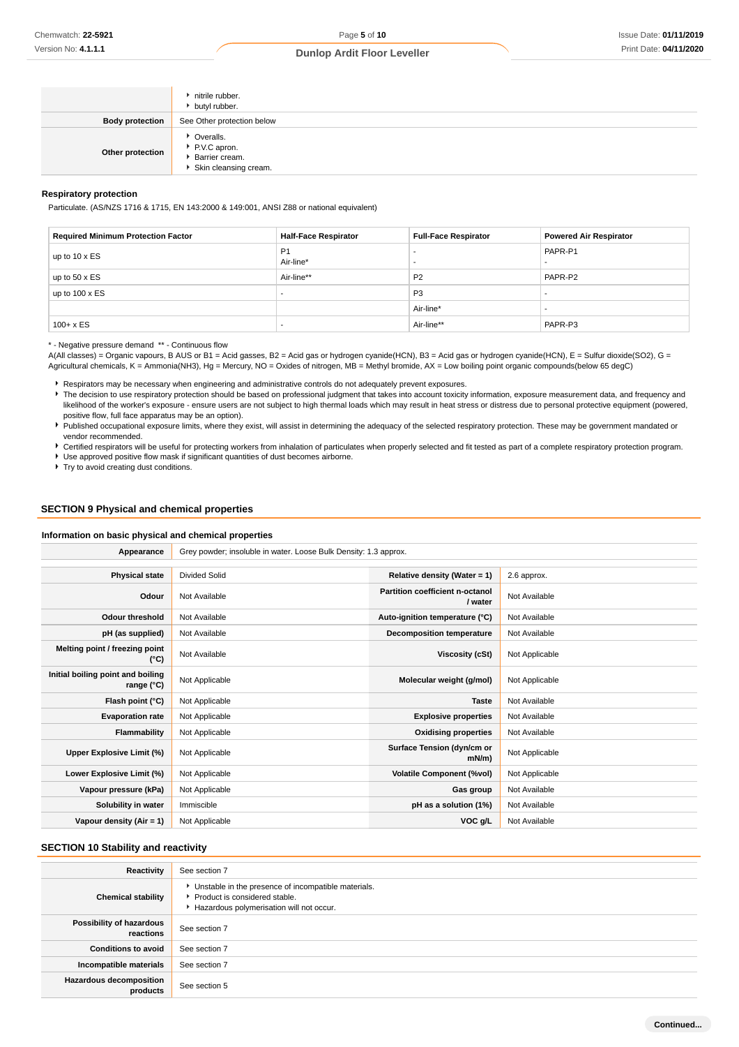| | |
|---|---|
| | ▸ nitrile rubber.<br>▸ butyl rubber. |
| **Body protection** | See Other protection below |
| **Other protection** | ▸ Overalls.<br>▸ P.V.C apron.<br>▸ Barrier cream.<br>▸ Skin cleansing cream. |

### Respiratory protection

Particulate. (AS/NZS 1716 & 1715, EN 143:2000 & 149:001, ANSI Z88 or national equivalent)

| Required Minimum Protection Factor | Half-Face Respirator | Full-Face Respirator | Powered Air Respirator |
|---|---|---|---|
| up to 10 x ES | P1<br>Air-line* | -<br>- | PAPR-P1<br>- |
| up to 50 x ES | Air-line** | P2 | PAPR-P2 |
| up to 100 x ES | - | P3 | - |
| | | Air-line* | - |
| 100+ x ES | - | Air-line** | PAPR-P3 |

\* - Negative pressure demand ** - Continuous flow
A(All classes) = Organic vapours, B AUS or B1 = Acid gasses, B2 = Acid gas or hydrogen cyanide(HCN), B3 = Acid gas or hydrogen cyanide(HCN), E = Sulfur dioxide(SO2), G = Agricultural chemicals, K = Ammonia(NH3), Hg = Mercury, NO = Oxides of nitrogen, MB = Methyl bromide, AX = Low boiling point organic compounds(below 65 degC)

- Respirators may be necessary when engineering and administrative controls do not adequately prevent exposures.
- The decision to use respiratory protection should be based on professional judgment that takes into account toxicity information, exposure measurement data, and frequency and likelihood of the worker's exposure - ensure users are not subject to high thermal loads which may result in heat stress or distress due to personal protective equipment (powered, positive flow, full face apparatus may be an option).
- Published occupational exposure limits, where they exist, will assist in determining the adequacy of the selected respiratory protection. These may be government mandated or vendor recommended.
- Certified respirators will be useful for protecting workers from inhalation of particulates when properly selected and fit tested as part of a complete respiratory protection program.
- Use approved positive flow mask if significant quantities of dust becomes airborne.
- Try to avoid creating dust conditions.

## SECTION 9 Physical and chemical properties

### Information on basic physical and chemical properties

| | |
|---|---|
| **Appearance** | Grey powder; insoluble in water. Loose Bulk Density: 1.3 approx. |

| | | | |
|---|---|---|---|
| **Physical state** | Divided Solid | **Relative density (Water = 1)** | 2.6 approx. |
| **Odour** | Not Available | **Partition coefficient n-octanol / water** | Not Available |
| **Odour threshold** | Not Available | **Auto-ignition temperature (°C)** | Not Available |
| **pH (as supplied)** | Not Available | **Decomposition temperature** | Not Available |
| **Melting point / freezing point (°C)** | Not Available | **Viscosity (cSt)** | Not Applicable |
| **Initial boiling point and boiling range (°C)** | Not Applicable | **Molecular weight (g/mol)** | Not Applicable |
| **Flash point (°C)** | Not Applicable | **Taste** | Not Available |
| **Evaporation rate** | Not Applicable | **Explosive properties** | Not Available |
| **Flammability** | Not Applicable | **Oxidising properties** | Not Available |
| **Upper Explosive Limit (%)** | Not Applicable | **Surface Tension (dyn/cm or mN/m)** | Not Applicable |
| **Lower Explosive Limit (%)** | Not Applicable | **Volatile Component (%vol)** | Not Applicable |
| **Vapour pressure (kPa)** | Not Applicable | **Gas group** | Not Available |
| **Solubility in water** | Immiscible | **pH as a solution (1%)** | Not Available |
| **Vapour density (Air = 1)** | Not Applicable | **VOC g/L** | Not Available |

## SECTION 10 Stability and reactivity

| | |
|---|---|
| **Reactivity** | See section 7 |
| **Chemical stability** | ▸ Unstable in the presence of incompatible materials.<br>▸ Product is considered stable.<br>▸ Hazardous polymerisation will not occur. |
| **Possibility of hazardous reactions** | See section 7 |
| **Conditions to avoid** | See section 7 |
| **Incompatible materials** | See section 7 |
| **Hazardous decomposition products** | See section 5 |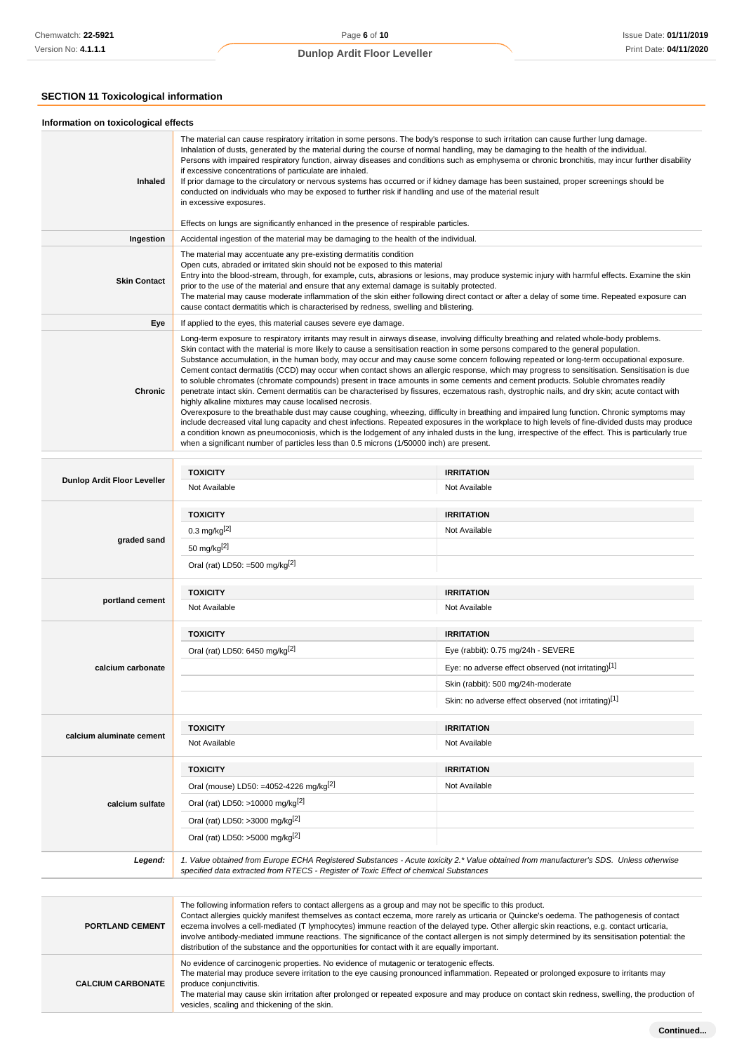## SECTION 11 Toxicological information

### Information on toxicological effects

| | |
|---|---|
| **Inhaled** | The material can cause respiratory irritation in some persons. The body's response to such irritation can cause further lung damage.<br>Inhalation of dusts, generated by the material during the course of normal handling, may be damaging to the health of the individual.<br>Persons with impaired respiratory function, airway diseases and conditions such as emphysema or chronic bronchitis, may incur further disability if excessive concentrations of particulate are inhaled.<br>If prior damage to the circulatory or nervous systems has occurred or if kidney damage has been sustained, proper screenings should be conducted on individuals who may be exposed to further risk if handling and use of the material result in excessive exposures.<br><br>Effects on lungs are significantly enhanced in the presence of respirable particles. |
| **Ingestion** | Accidental ingestion of the material may be damaging to the health of the individual. |
| **Skin Contact** | The material may accentuate any pre-existing dermatitis condition<br>Open cuts, abraded or irritated skin should not be exposed to this material<br>Entry into the blood-stream, through, for example, cuts, abrasions or lesions, may produce systemic injury with harmful effects. Examine the skin prior to the use of the material and ensure that any external damage is suitably protected.<br>The material may cause moderate inflammation of the skin either following direct contact or after a delay of some time. Repeated exposure can cause contact dermatitis which is characterised by redness, swelling and blistering. |
| **Eye** | If applied to the eyes, this material causes severe eye damage. |
| **Chronic** | Long-term exposure to respiratory irritants may result in airways disease, involving difficulty breathing and related whole-body problems.<br>Skin contact with the material is more likely to cause a sensitisation reaction in some persons compared to the general population.<br>Substance accumulation, in the human body, may occur and may cause some concern following repeated or long-term occupational exposure.<br>Cement contact dermatitis (CCD) may occur when contact shows an allergic response, which may progress to sensitisation. Sensitisation is due to soluble chromates (chromate compounds) present in trace amounts in some cements and cement products. Soluble chromates readily penetrate intact skin. Cement dermatitis can be characterised by fissures, eczematous rash, dystrophic nails, and dry skin; acute contact with highly alkaline mixtures may cause localised necrosis.<br>Overexposure to the breathable dust may cause coughing, wheezing, difficulty in breathing and impaired lung function. Chronic symptoms may include decreased vital lung capacity and chest infections. Repeated exposures in the workplace to high levels of fine-divided dusts may produce a condition known as pneumoconiosis, which is the lodgement of any inhaled dusts in the lung, irrespective of the effect. This is particularly true when a significant number of particles less than 0.5 microns (1/50000 inch) are present. |

| | TOXICITY | IRRITATION |
|---|---|---|
| **Dunlop Ardit Floor Leveller** | Not Available | Not Available |
| **graded sand** | 0.3 mg/kg[2] | Not Available |
| | 50 mg/kg[2] | |
| | Oral (rat) LD50: =500 mg/kg[2] | |
| **portland cement** | Not Available | Not Available |
| **calcium carbonate** | Oral (rat) LD50: 6450 mg/kg[2] | Eye (rabbit): 0.75 mg/24h - SEVERE |
| | | Eye: no adverse effect observed (not irritating)[1] |
| | | Skin (rabbit): 500 mg/24h-moderate |
| | | Skin: no adverse effect observed (not irritating)[1] |
| **calcium aluminate cement** | Not Available | Not Available |
| **calcium sulfate** | Oral (mouse) LD50: =4052-4226 mg/kg[2] | Not Available |
| | Oral (rat) LD50: >10000 mg/kg[2] | |
| | Oral (rat) LD50: >3000 mg/kg[2] | |
| | Oral (rat) LD50: >5000 mg/kg[2] | |
| ***Legend:*** | *1. Value obtained from Europe ECHA Registered Substances - Acute toxicity 2.\* Value obtained from manufacturer's SDS. Unless otherwise specified data extracted from RTECS - Register of Toxic Effect of chemical Substances* | |

| | |
|---|---|
| **PORTLAND CEMENT** | The following information refers to contact allergens as a group and may not be specific to this product.<br>Contact allergies quickly manifest themselves as contact eczema, more rarely as urticaria or Quincke's oedema. The pathogenesis of contact eczema involves a cell-mediated (T lymphocytes) immune reaction of the delayed type. Other allergic skin reactions, e.g. contact urticaria, involve antibody-mediated immune reactions. The significance of the contact allergen is not simply determined by its sensitisation potential: the distribution of the substance and the opportunities for contact with it are equally important. |
| **CALCIUM CARBONATE** | No evidence of carcinogenic properties. No evidence of mutagenic or teratogenic effects.<br>The material may produce severe irritation to the eye causing pronounced inflammation. Repeated or prolonged exposure to irritants may produce conjunctivitis.<br>The material may cause skin irritation after prolonged or repeated exposure and may produce on contact skin redness, swelling, the production of vesicles, scaling and thickening of the skin. |

Continued...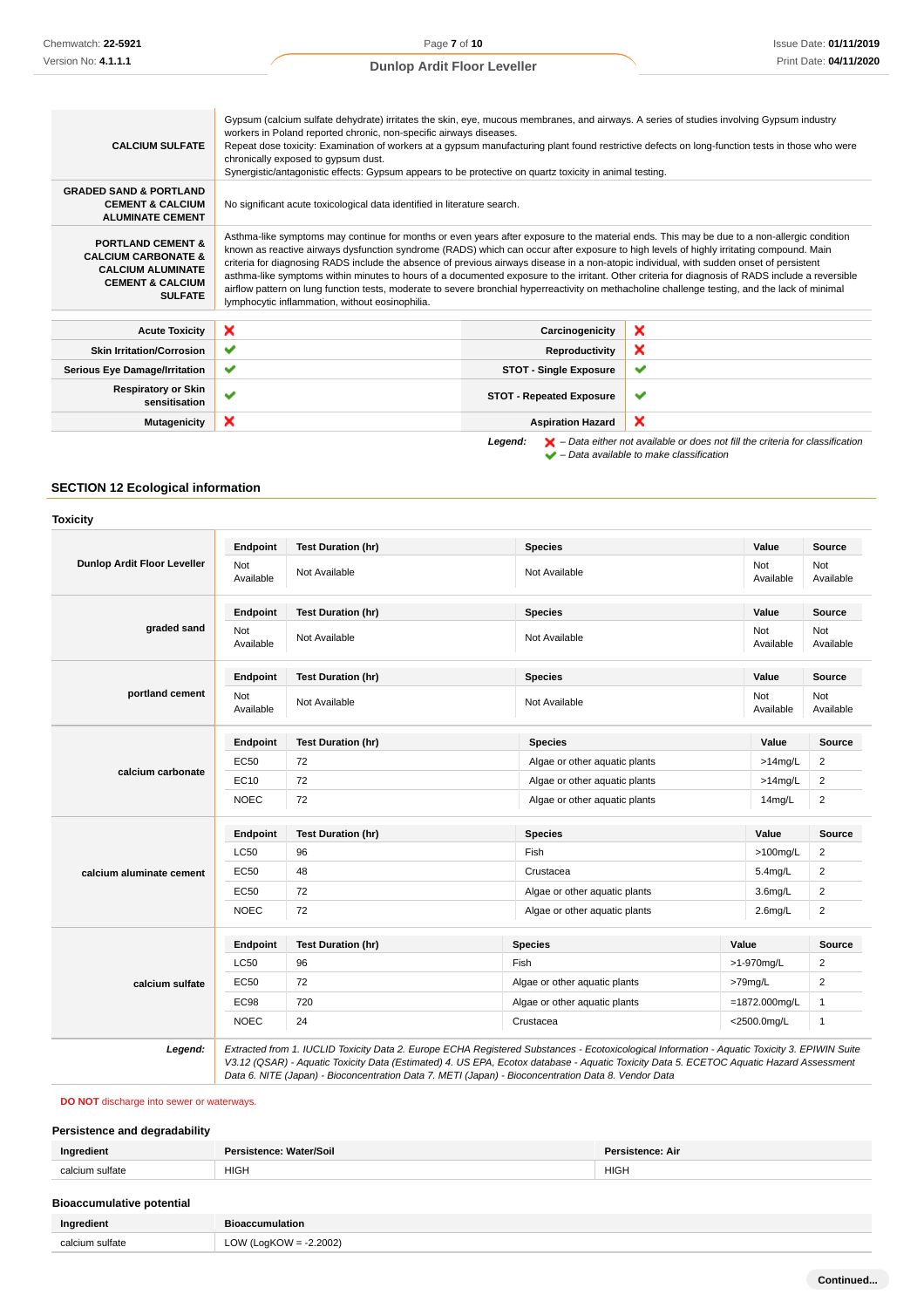| | |
|---|---|
| **CALCIUM SULFATE** | Gypsum (calcium sulfate dehydrate) irritates the skin, eye, mucous membranes, and airways. A series of studies involving Gypsum industry workers in Poland reported chronic, non-specific airways diseases.<br>Repeat dose toxicity: Examination of workers at a gypsum manufacturing plant found restrictive defects on long-function tests in those who were chronically exposed to gypsum dust.<br>Synergistic/antagonistic effects: Gypsum appears to be protective on quartz toxicity in animal testing. |
| **GRADED SAND & PORTLAND CEMENT & CALCIUM ALUMINATE CEMENT** | No significant acute toxicological data identified in literature search. |
| **PORTLAND CEMENT & CALCIUM CARBONATE & CALCIUM ALUMINATE CEMENT & CALCIUM SULFATE** | Asthma-like symptoms may continue for months or even years after exposure to the material ends. This may be due to a non-allergic condition known as reactive airways dysfunction syndrome (RADS) which can occur after exposure to high levels of highly irritating compound. Main criteria for diagnosing RADS include the absence of previous airways disease in a non-atopic individual, with sudden onset of persistent asthma-like symptoms within minutes to hours of a documented exposure to the irritant. Other criteria for diagnosis of RADS include a reversible airflow pattern on lung function tests, moderate to severe bronchial hyperreactivity on methacholine challenge testing, and the lack of minimal lymphocytic inflammation, without eosinophilia. |

| | | | |
|---|---|---|---|
| **Acute Toxicity** | ✘ | **Carcinogenicity** | ✘ |
| **Skin Irritation/Corrosion** | ✔ | **Reproductivity** | ✘ |
| **Serious Eye Damage/Irritation** | ✔ | **STOT - Single Exposure** | ✔ |
| **Respiratory or Skin sensitisation** | ✔ | **STOT - Repeated Exposure** | ✔ |
| **Mutagenicity** | ✘ | **Aspiration Hazard** | ✘ |

***Legend:*** ✘ *– Data either not available or does not fill the criteria for classification*
✔ *– Data available to make classification*

## SECTION 12 Ecological information

### Toxicity

| | Endpoint | Test Duration (hr) | Species | Value | Source |
|---|---|---|---|---|---|
| **Dunlop Ardit Floor Leveller** | Not Available | Not Available | Not Available | Not Available | Not Available |
| **graded sand** | Not Available | Not Available | Not Available | Not Available | Not Available |
| **portland cement** | Not Available | Not Available | Not Available | Not Available | Not Available |
| **calcium carbonate** | EC50 | 72 | Algae or other aquatic plants | >14mg/L | 2 |
| | EC10 | 72 | Algae or other aquatic plants | >14mg/L | 2 |
| | NOEC | 72 | Algae or other aquatic plants | 14mg/L | 2 |
| **calcium aluminate cement** | LC50 | 96 | Fish | >100mg/L | 2 |
| | EC50 | 48 | Crustacea | 5.4mg/L | 2 |
| | EC50 | 72 | Algae or other aquatic plants | 3.6mg/L | 2 |
| | NOEC | 72 | Algae or other aquatic plants | 2.6mg/L | 2 |
| **calcium sulfate** | LC50 | 96 | Fish | >1-970mg/L | 2 |
| | EC50 | 72 | Algae or other aquatic plants | >79mg/L | 2 |
| | EC98 | 720 | Algae or other aquatic plants | =1872.000mg/L | 1 |
| | NOEC | 24 | Crustacea | <2500.0mg/L | 1 |
| ***Legend:*** | *Extracted from 1. IUCLID Toxicity Data 2. Europe ECHA Registered Substances - Ecotoxicological Information - Aquatic Toxicity 3. EPIWIN Suite V3.12 (QSAR) - Aquatic Toxicity Data (Estimated) 4. US EPA, Ecotox database - Aquatic Toxicity Data 5. ECETOC Aquatic Hazard Assessment Data 6. NITE (Japan) - Bioconcentration Data 7. METI (Japan) - Bioconcentration Data 8. Vendor Data* | | | | |

**DO NOT** discharge into sewer or waterways.

### Persistence and degradability

| Ingredient | Persistence: Water/Soil | Persistence: Air |
|---|---|---|
| calcium sulfate | HIGH | HIGH |

### Bioaccumulative potential

| Ingredient | Bioaccumulation |
|---|---|
| calcium sulfate | LOW (LogKOW = -2.2002) |

**Continued...**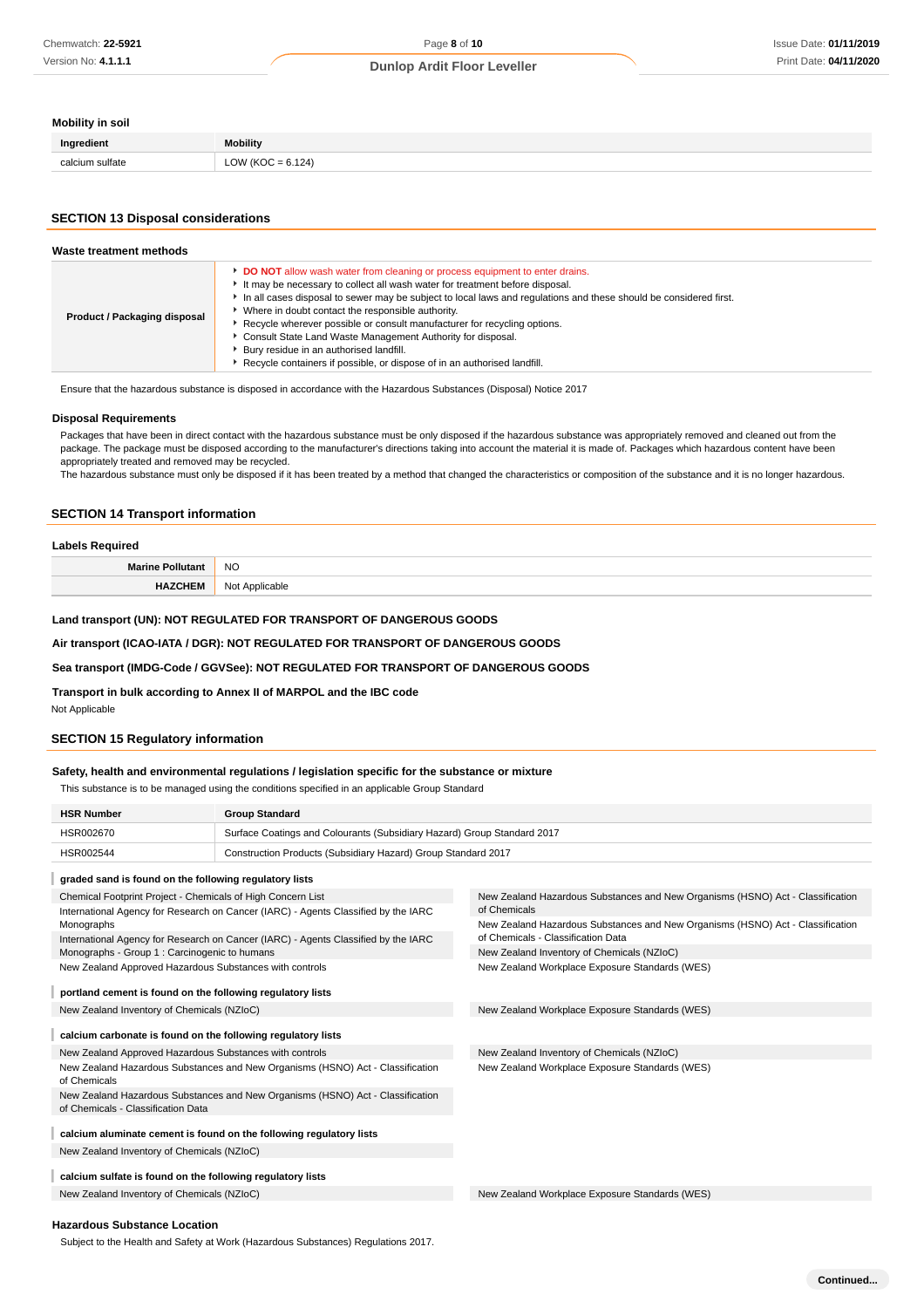### Mobility in soil

| Ingredient | Mobility |
|---|---|
| calcium sulfate | LOW (KOC = 6.124) |

## SECTION 13 Disposal considerations

### Waste treatment methods

| | |
|---|---|
| **Product / Packaging disposal** | ▸ **DO NOT** allow wash water from cleaning or process equipment to enter drains.<br>▸ It may be necessary to collect all wash water for treatment before disposal.<br>▸ In all cases disposal to sewer may be subject to local laws and regulations and these should be considered first.<br>▸ Where in doubt contact the responsible authority.<br>▸ Recycle wherever possible or consult manufacturer for recycling options.<br>▸ Consult State Land Waste Management Authority for disposal.<br>▸ Bury residue in an authorised landfill.<br>▸ Recycle containers if possible, or dispose of in an authorised landfill. |

Ensure that the hazardous substance is disposed in accordance with the Hazardous Substances (Disposal) Notice 2017

### Disposal Requirements

Packages that have been in direct contact with the hazardous substance must be only disposed if the hazardous substance was appropriately removed and cleaned out from the package. The package must be disposed according to the manufacturer's directions taking into account the material it is made of. Packages which hazardous content have been appropriately treated and removed may be recycled.
The hazardous substance must only be disposed if it has been treated by a method that changed the characteristics or composition of the substance and it is no longer hazardous.

## SECTION 14 Transport information

### Labels Required

| | |
|---|---|
| **Marine Pollutant** | NO |
| **HAZCHEM** | Not Applicable |

**Land transport (UN): NOT REGULATED FOR TRANSPORT OF DANGEROUS GOODS**

**Air transport (ICAO-IATA / DGR): NOT REGULATED FOR TRANSPORT OF DANGEROUS GOODS**

**Sea transport (IMDG-Code / GGVSee): NOT REGULATED FOR TRANSPORT OF DANGEROUS GOODS**

**Transport in bulk according to Annex II of MARPOL and the IBC code**

Not Applicable

## SECTION 15 Regulatory information

### Safety, health and environmental regulations / legislation specific for the substance or mixture

This substance is to be managed using the conditions specified in an applicable Group Standard

| HSR Number | Group Standard |
|---|---|
| HSR002670 | Surface Coatings and Colourants (Subsidiary Hazard) Group Standard 2017 |
| HSR002544 | Construction Products (Subsidiary Hazard) Group Standard 2017 |

**graded sand is found on the following regulatory lists**

- Chemical Footprint Project - Chemicals of High Concern List
- International Agency for Research on Cancer (IARC) - Agents Classified by the IARC Monographs
- International Agency for Research on Cancer (IARC) - Agents Classified by the IARC Monographs - Group 1 : Carcinogenic to humans
- New Zealand Approved Hazardous Substances with controls
- New Zealand Hazardous Substances and New Organisms (HSNO) Act - Classification of Chemicals
- New Zealand Hazardous Substances and New Organisms (HSNO) Act - Classification of Chemicals - Classification Data
- New Zealand Inventory of Chemicals (NZIoC)
- New Zealand Workplace Exposure Standards (WES)

**portland cement is found on the following regulatory lists**

- New Zealand Inventory of Chemicals (NZIoC)
- New Zealand Workplace Exposure Standards (WES)

**calcium carbonate is found on the following regulatory lists**

- New Zealand Approved Hazardous Substances with controls
- New Zealand Hazardous Substances and New Organisms (HSNO) Act - Classification of Chemicals
- New Zealand Hazardous Substances and New Organisms (HSNO) Act - Classification of Chemicals - Classification Data
- New Zealand Inventory of Chemicals (NZIoC)
- New Zealand Workplace Exposure Standards (WES)

**calcium aluminate cement is found on the following regulatory lists**

- New Zealand Inventory of Chemicals (NZIoC)

**calcium sulfate is found on the following regulatory lists**

- New Zealand Inventory of Chemicals (NZIoC)
- New Zealand Workplace Exposure Standards (WES)

### Hazardous Substance Location

Subject to the Health and Safety at Work (Hazardous Substances) Regulations 2017.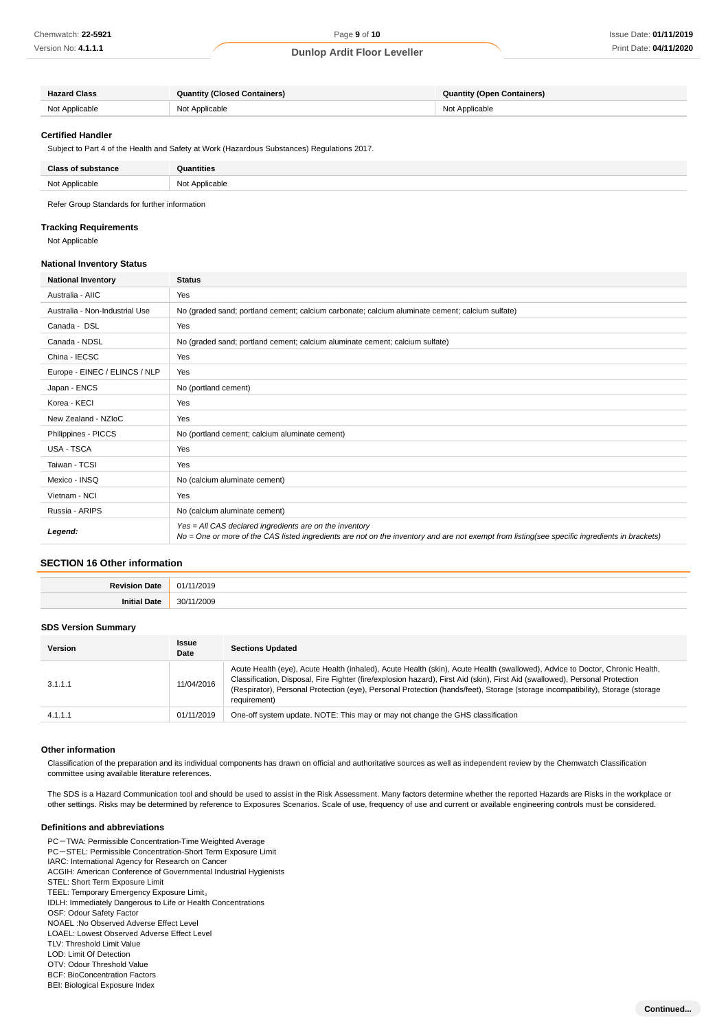| Hazard Class | Quantity (Closed Containers) | Quantity (Open Containers) |
|---|---|---|
| Not Applicable | Not Applicable | Not Applicable |

### Certified Handler

Subject to Part 4 of the Health and Safety at Work (Hazardous Substances) Regulations 2017.

| Class of substance | Quantities |
|---|---|
| Not Applicable | Not Applicable |

Refer Group Standards for further information

### Tracking Requirements

Not Applicable

### National Inventory Status

| National Inventory | Status |
|---|---|
| Australia - AIIC | Yes |
| Australia - Non-Industrial Use | No (graded sand; portland cement; calcium carbonate; calcium aluminate cement; calcium sulfate) |
| Canada - DSL | Yes |
| Canada - NDSL | No (graded sand; portland cement; calcium aluminate cement; calcium sulfate) |
| China - IECSC | Yes |
| Europe - EINEC / ELINCS / NLP | Yes |
| Japan - ENCS | No (portland cement) |
| Korea - KECI | Yes |
| New Zealand - NZIoC | Yes |
| Philippines - PICCS | No (portland cement; calcium aluminate cement) |
| USA - TSCA | Yes |
| Taiwan - TCSI | Yes |
| Mexico - INSQ | No (calcium aluminate cement) |
| Vietnam - NCI | Yes |
| Russia - ARIPS | No (calcium aluminate cement) |
| ***Legend:*** | *Yes = All CAS declared ingredients are on the inventory*<br>*No = One or more of the CAS listed ingredients are not on the inventory and are not exempt from listing(see specific ingredients in brackets)* |

## SECTION 16 Other information

| | |
|---|---|
| **Revision Date** | 01/11/2019 |
| **Initial Date** | 30/11/2009 |

### SDS Version Summary

| Version | Issue Date | Sections Updated |
|---|---|---|
| 3.1.1.1 | 11/04/2016 | Acute Health (eye), Acute Health (inhaled), Acute Health (skin), Acute Health (swallowed), Advice to Doctor, Chronic Health, Classification, Disposal, Fire Fighter (fire/explosion hazard), First Aid (skin), First Aid (swallowed), Personal Protection (Respirator), Personal Protection (eye), Personal Protection (hands/feet), Storage (storage incompatibility), Storage (storage requirement) |
| 4.1.1.1 | 01/11/2019 | One-off system update. NOTE: This may or may not change the GHS classification |

### Other information

Classification of the preparation and its individual components has drawn on official and authoritative sources as well as independent review by the Chemwatch Classification committee using available literature references.

The SDS is a Hazard Communication tool and should be used to assist in the Risk Assessment. Many factors determine whether the reported Hazards are Risks in the workplace or other settings. Risks may be determined by reference to Exposures Scenarios. Scale of use, frequency of use and current or available engineering controls must be considered.

### Definitions and abbreviations

PC－TWA: Permissible Concentration-Time Weighted Average
PC－STEL: Permissible Concentration-Short Term Exposure Limit
IARC: International Agency for Research on Cancer
ACGIH: American Conference of Governmental Industrial Hygienists
STEL: Short Term Exposure Limit
TEEL: Temporary Emergency Exposure Limit。
IDLH: Immediately Dangerous to Life or Health Concentrations
OSF: Odour Safety Factor
NOAEL :No Observed Adverse Effect Level
LOAEL: Lowest Observed Adverse Effect Level
TLV: Threshold Limit Value
LOD: Limit Of Detection
OTV: Odour Threshold Value
BCF: BioConcentration Factors
BEI: Biological Exposure Index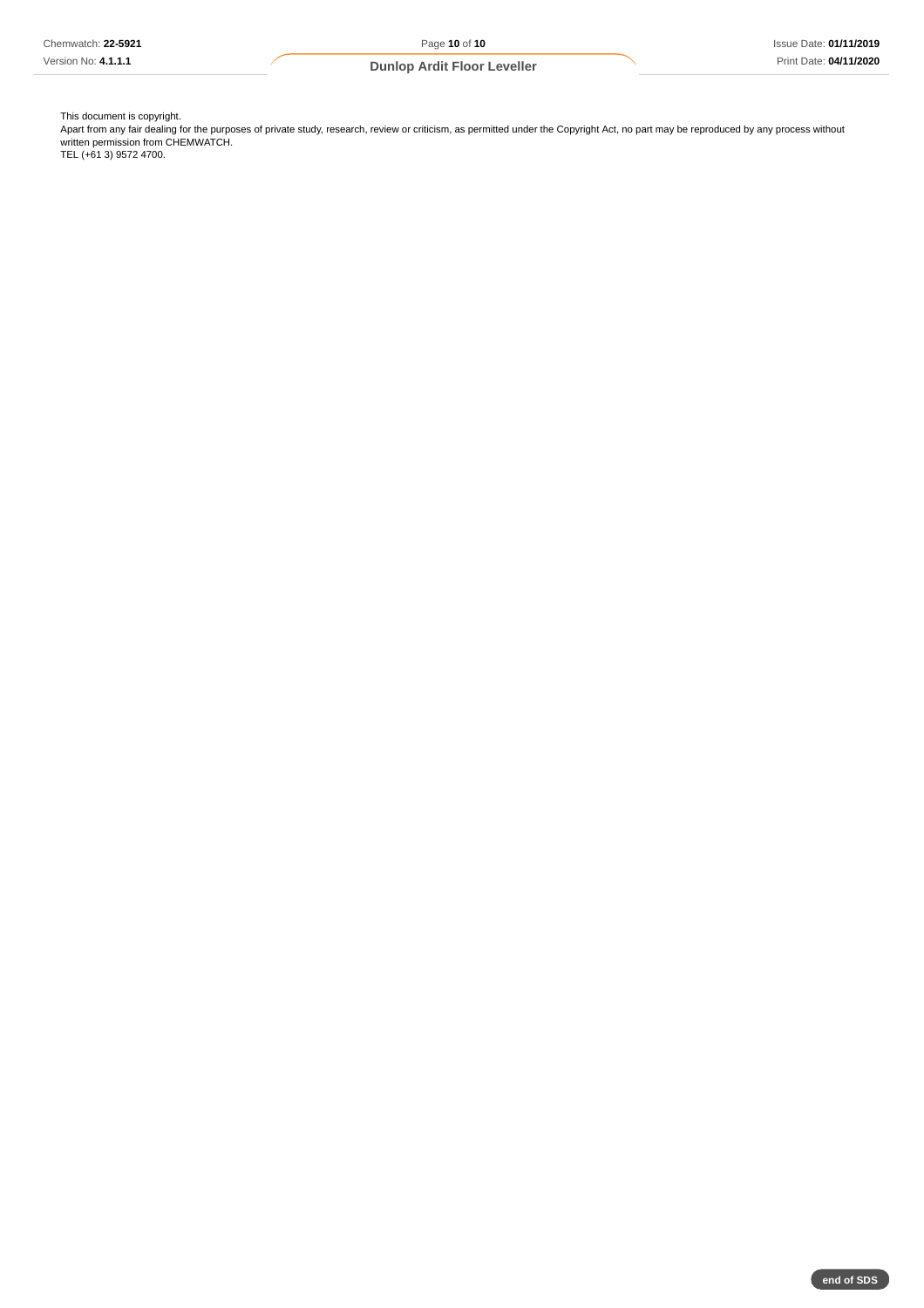This document is copyright.
Apart from any fair dealing for the purposes of private study, research, review or criticism, as permitted under the Copyright Act, no part may be reproduced by any process without written permission from CHEMWATCH.
TEL (+61 3) 9572 4700.

end of SDS